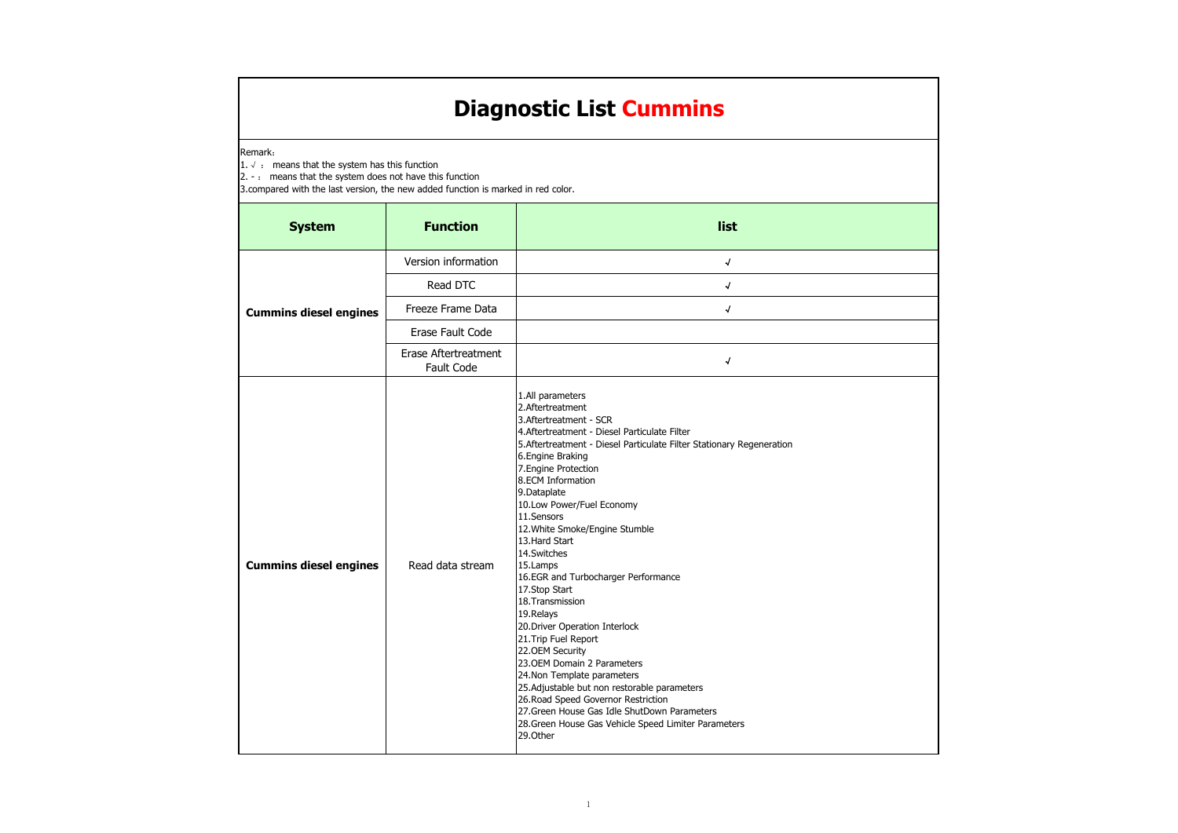# Diagnostic List Cummins

Remark：
1. √ ： means that the system has this function
2. - ： means that the system does not have this function
3.compared with the last version, the new added function is marked in red color.

| System | Function | list |
|---|---|---|
| Cummins diesel engines | Version information | √ |
| | Read DTC | √ |
| | Freeze Frame Data | √ |
| | Erase Fault Code | |
| | Erase Aftertreatment Fault Code | √ |
| Cummins diesel engines | Read data stream | 1.All parameters<br>2.Aftertreatment<br>3.Aftertreatment - SCR<br>4.Aftertreatment - Diesel Particulate Filter<br>5.Aftertreatment - Diesel Particulate Filter Stationary Regeneration<br>6.Engine Braking<br>7.Engine Protection<br>8.ECM Information<br>9.Dataplate<br>10.Low Power/Fuel Economy<br>11.Sensors<br>12.White Smoke/Engine Stumble<br>13.Hard Start<br>14.Switches<br>15.Lamps<br>16.EGR and Turbocharger Performance<br>17.Stop Start<br>18.Transmission<br>19.Relays<br>20.Driver Operation Interlock<br>21.Trip Fuel Report<br>22.OEM Security<br>23.OEM Domain 2 Parameters<br>24.Non Template parameters<br>25.Adjustable but non restorable parameters<br>26.Road Speed Governor Restriction<br>27.Green House Gas Idle ShutDown Parameters<br>28.Green House Gas Vehicle Speed Limiter Parameters<br>29.Other |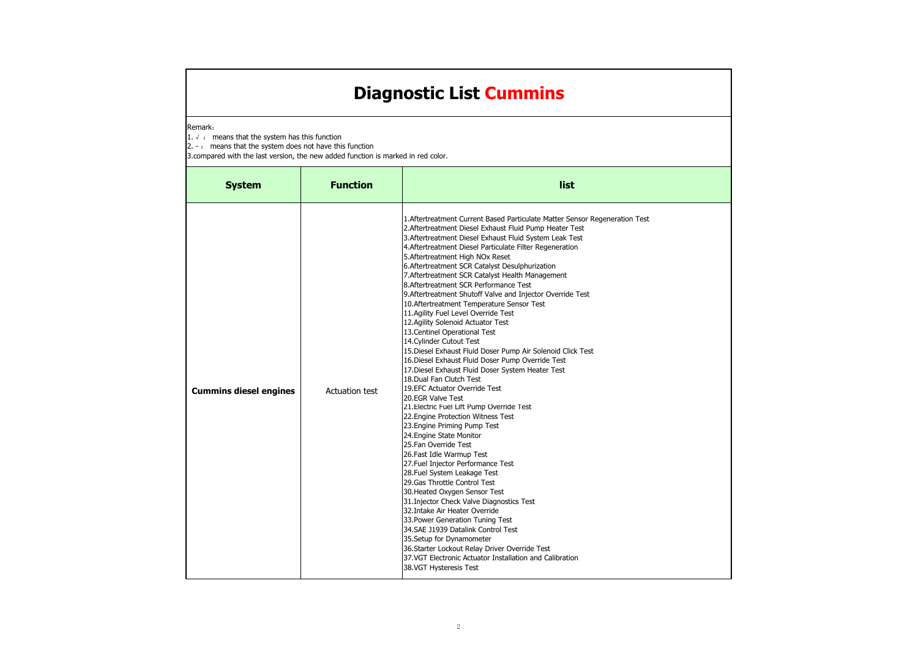# Diagnostic List Cummins

Remark：

1. √ ： means that the system has this function
2. - ： means that the system does not have this function
3. compared with the last version, the new added function is marked in red color.

| System | Function | list |
|---|---|---|
| **Cummins diesel engines** | Actuation test | 1.Aftertreatment Current Based Particulate Matter Sensor Regeneration Test<br>2.Aftertreatment Diesel Exhaust Fluid Pump Heater Test<br>3.Aftertreatment Diesel Exhaust Fluid System Leak Test<br>4.Aftertreatment Diesel Particulate Filter Regeneration<br>5.Aftertreatment High NOx Reset<br>6.Aftertreatment SCR Catalyst Desulphurization<br>7.Aftertreatment SCR Catalyst Health Management<br>8.Aftertreatment SCR Performance Test<br>9.Aftertreatment Shutoff Valve and Injector Override Test<br>10.Aftertreatment Temperature Sensor Test<br>11.Agility Fuel Level Override Test<br>12.Agility Solenoid Actuator Test<br>13.Centinel Operational Test<br>14.Cylinder Cutout Test<br>15.Diesel Exhaust Fluid Doser Pump Air Solenoid Click Test<br>16.Diesel Exhaust Fluid Doser Pump Override Test<br>17.Diesel Exhaust Fluid Doser System Heater Test<br>18.Dual Fan Clutch Test<br>19.EFC Actuator Override Test<br>20.EGR Valve Test<br>21.Electric Fuel Lift Pump Override Test<br>22.Engine Protection Witness Test<br>23.Engine Priming Pump Test<br>24.Engine State Monitor<br>25.Fan Override Test<br>26.Fast Idle Warmup Test<br>27.Fuel Injector Performance Test<br>28.Fuel System Leakage Test<br>29.Gas Throttle Control Test<br>30.Heated Oxygen Sensor Test<br>31.Injector Check Valve Diagnostics Test<br>32.Intake Air Heater Override<br>33.Power Generation Tuning Test<br>34.SAE J1939 Datalink Control Test<br>35.Setup for Dynamometer<br>36.Starter Lockout Relay Driver Override Test<br>37.VGT Electronic Actuator Installation and Calibration<br>38.VGT Hysteresis Test |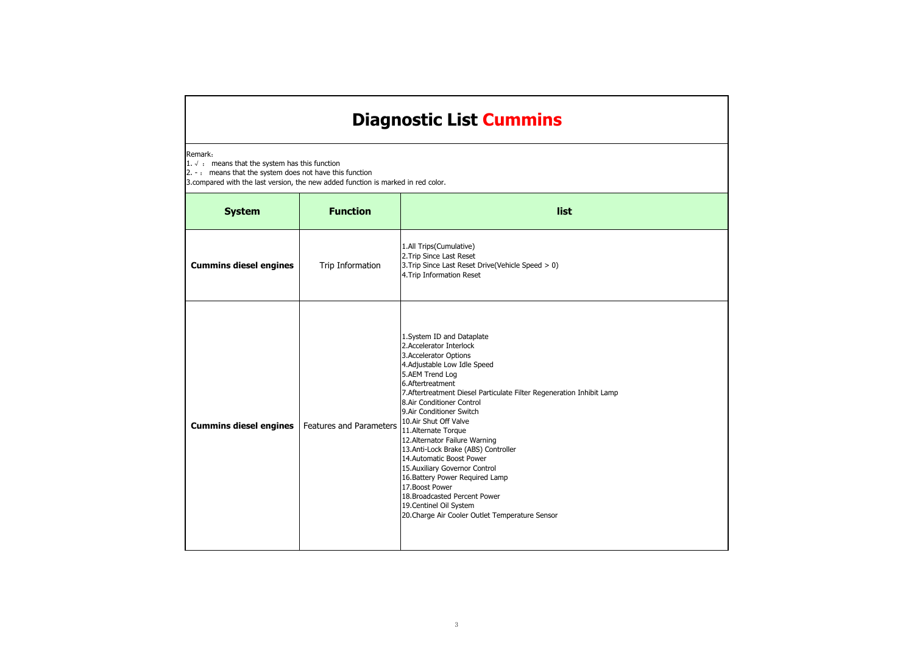# Diagnostic List Cummins

Remark：

1. √ ： means that the system has this function
2. - ： means that the system does not have this function
3. compared with the last version, the new added function is marked in red color.

| System | Function | list |
|---|---|---|
| **Cummins diesel engines** | Trip Information | 1.All Trips(Cumulative)<br>2.Trip Since Last Reset<br>3.Trip Since Last Reset Drive(Vehicle Speed > 0)<br>4.Trip Information Reset |
| **Cummins diesel engines** | Features and Parameters | 1.System ID and Dataplate<br>2.Accelerator Interlock<br>3.Accelerator Options<br>4.Adjustable Low Idle Speed<br>5.AEM Trend Log<br>6.Aftertreatment<br>7.Aftertreatment Diesel Particulate Filter Regeneration Inhibit Lamp<br>8.Air Conditioner Control<br>9.Air Conditioner Switch<br>10.Air Shut Off Valve<br>11.Alternate Torque<br>12.Alternator Failure Warning<br>13.Anti-Lock Brake (ABS) Controller<br>14.Automatic Boost Power<br>15.Auxiliary Governor Control<br>16.Battery Power Required Lamp<br>17.Boost Power<br>18.Broadcasted Percent Power<br>19.Centinel Oil System<br>20.Charge Air Cooler Outlet Temperature Sensor |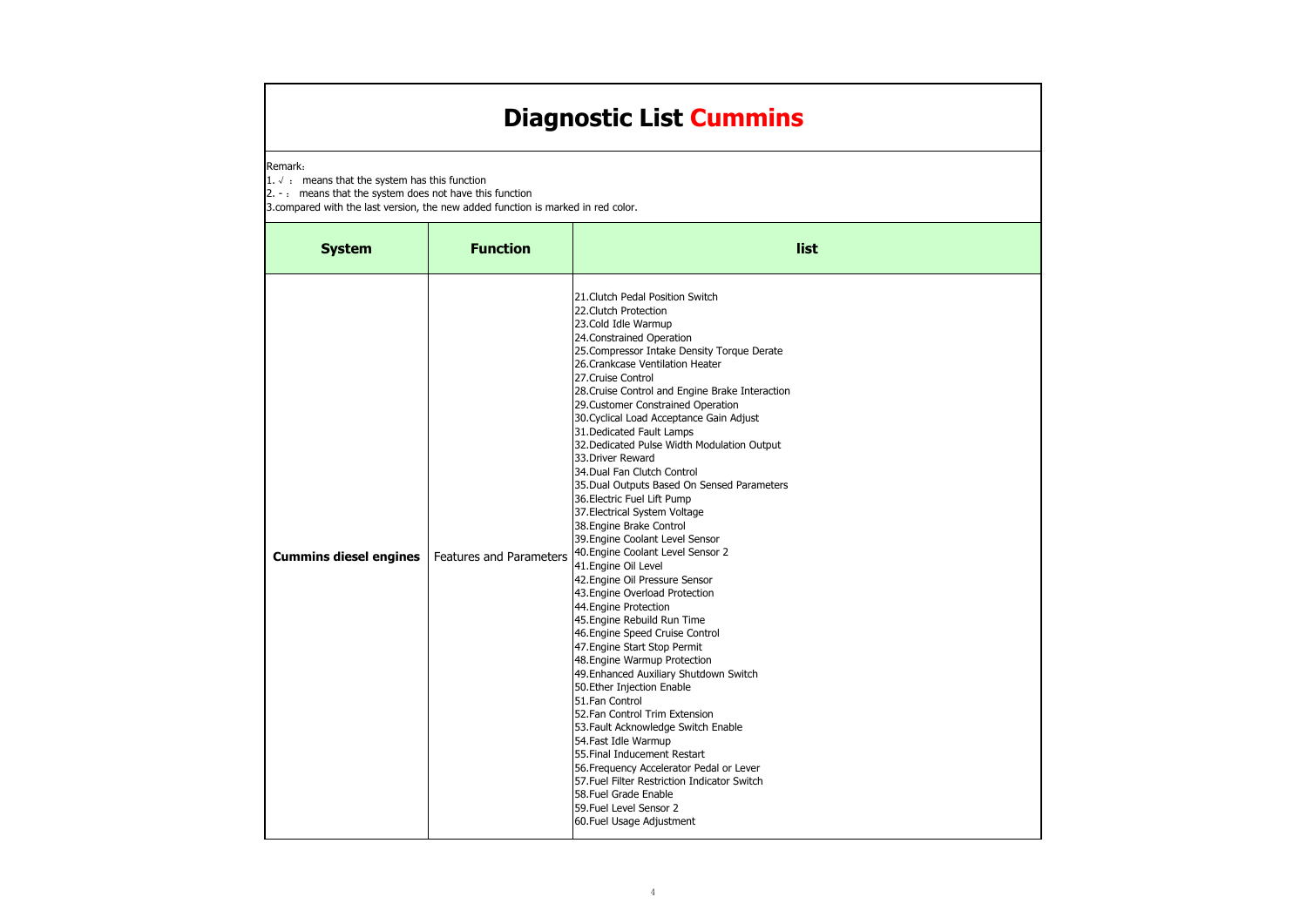# Diagnostic List Cummins

Remark：

1. √ ： means that the system has this function
2. - ： means that the system does not have this function
3. compared with the last version, the new added function is marked in red color.

| System | Function | list |
|---|---|---|
| **Cummins diesel engines** | Features and Parameters | 21.Clutch Pedal Position Switch<br>22.Clutch Protection<br>23.Cold Idle Warmup<br>24.Constrained Operation<br>25.Compressor Intake Density Torque Derate<br>26.Crankcase Ventilation Heater<br>27.Cruise Control<br>28.Cruise Control and Engine Brake Interaction<br>29.Customer Constrained Operation<br>30.Cyclical Load Acceptance Gain Adjust<br>31.Dedicated Fault Lamps<br>32.Dedicated Pulse Width Modulation Output<br>33.Driver Reward<br>34.Dual Fan Clutch Control<br>35.Dual Outputs Based On Sensed Parameters<br>36.Electric Fuel Lift Pump<br>37.Electrical System Voltage<br>38.Engine Brake Control<br>39.Engine Coolant Level Sensor<br>40.Engine Coolant Level Sensor 2<br>41.Engine Oil Level<br>42.Engine Oil Pressure Sensor<br>43.Engine Overload Protection<br>44.Engine Protection<br>45.Engine Rebuild Run Time<br>46.Engine Speed Cruise Control<br>47.Engine Start Stop Permit<br>48.Engine Warmup Protection<br>49.Enhanced Auxiliary Shutdown Switch<br>50.Ether Injection Enable<br>51.Fan Control<br>52.Fan Control Trim Extension<br>53.Fault Acknowledge Switch Enable<br>54.Fast Idle Warmup<br>55.Final Inducement Restart<br>56.Frequency Accelerator Pedal or Lever<br>57.Fuel Filter Restriction Indicator Switch<br>58.Fuel Grade Enable<br>59.Fuel Level Sensor 2<br>60.Fuel Usage Adjustment |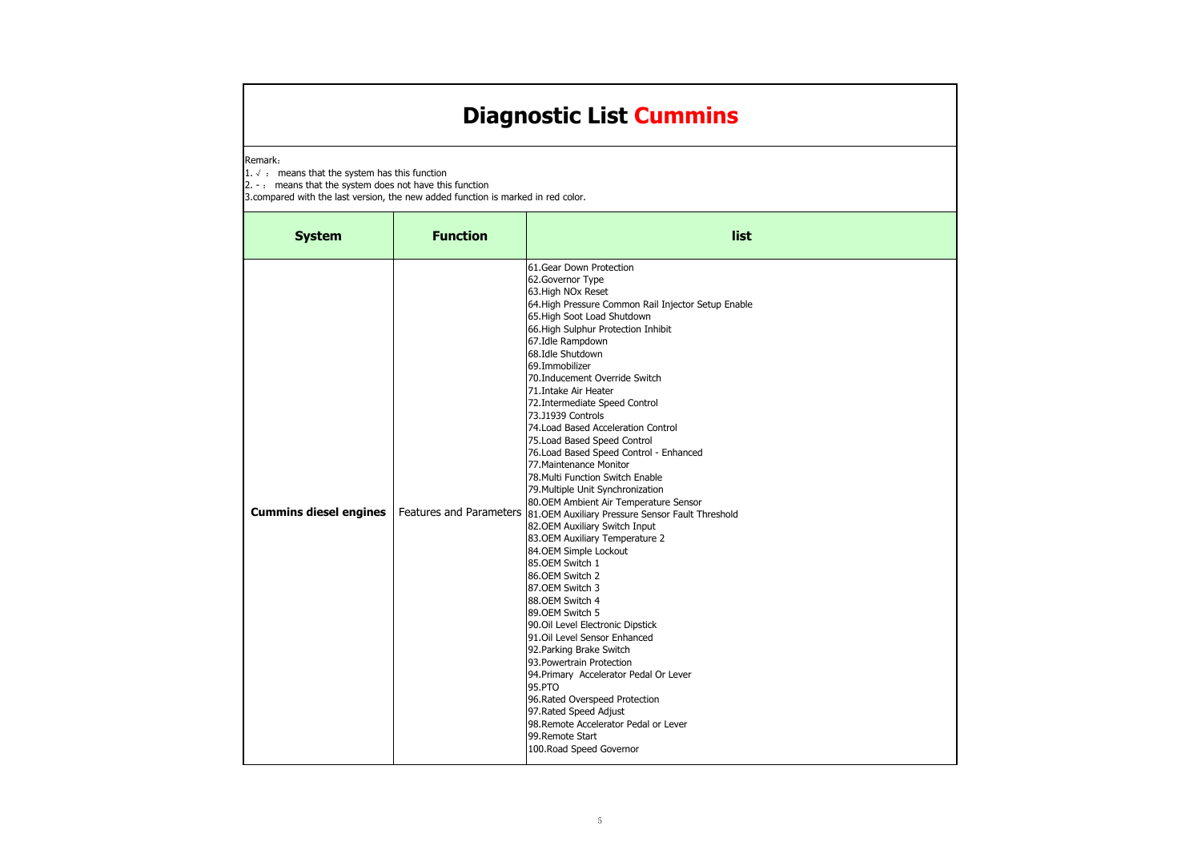# Diagnostic List Cummins

Remark：
1. √ ： means that the system has this function
2. - ： means that the system does not have this function
3.compared with the last version, the new added function is marked in red color.

| System | Function | list |
|---|---|---|
| Cummins diesel engines | Features and Parameters | 61.Gear Down Protection<br>62.Governor Type<br>63.High NOx Reset<br>64.High Pressure Common Rail Injector Setup Enable<br>65.High Soot Load Shutdown<br>66.High Sulphur Protection Inhibit<br>67.Idle Rampdown<br>68.Idle Shutdown<br>69.Immobilizer<br>70.Inducement Override Switch<br>71.Intake Air Heater<br>72.Intermediate Speed Control<br>73.J1939 Controls<br>74.Load Based Acceleration Control<br>75.Load Based Speed Control<br>76.Load Based Speed Control - Enhanced<br>77.Maintenance Monitor<br>78.Multi Function Switch Enable<br>79.Multiple Unit Synchronization<br>80.OEM Ambient Air Temperature Sensor<br>81.OEM Auxiliary Pressure Sensor Fault Threshold<br>82.OEM Auxiliary Switch Input<br>83.OEM Auxiliary Temperature 2<br>84.OEM Simple Lockout<br>85.OEM Switch 1<br>86.OEM Switch 2<br>87.OEM Switch 3<br>88.OEM Switch 4<br>89.OEM Switch 5<br>90.Oil Level Electronic Dipstick<br>91.Oil Level Sensor Enhanced<br>92.Parking Brake Switch<br>93.Powertrain Protection<br>94.Primary Accelerator Pedal Or Lever<br>95.PTO<br>96.Rated Overspeed Protection<br>97.Rated Speed Adjust<br>98.Remote Accelerator Pedal or Lever<br>99.Remote Start<br>100.Road Speed Governor |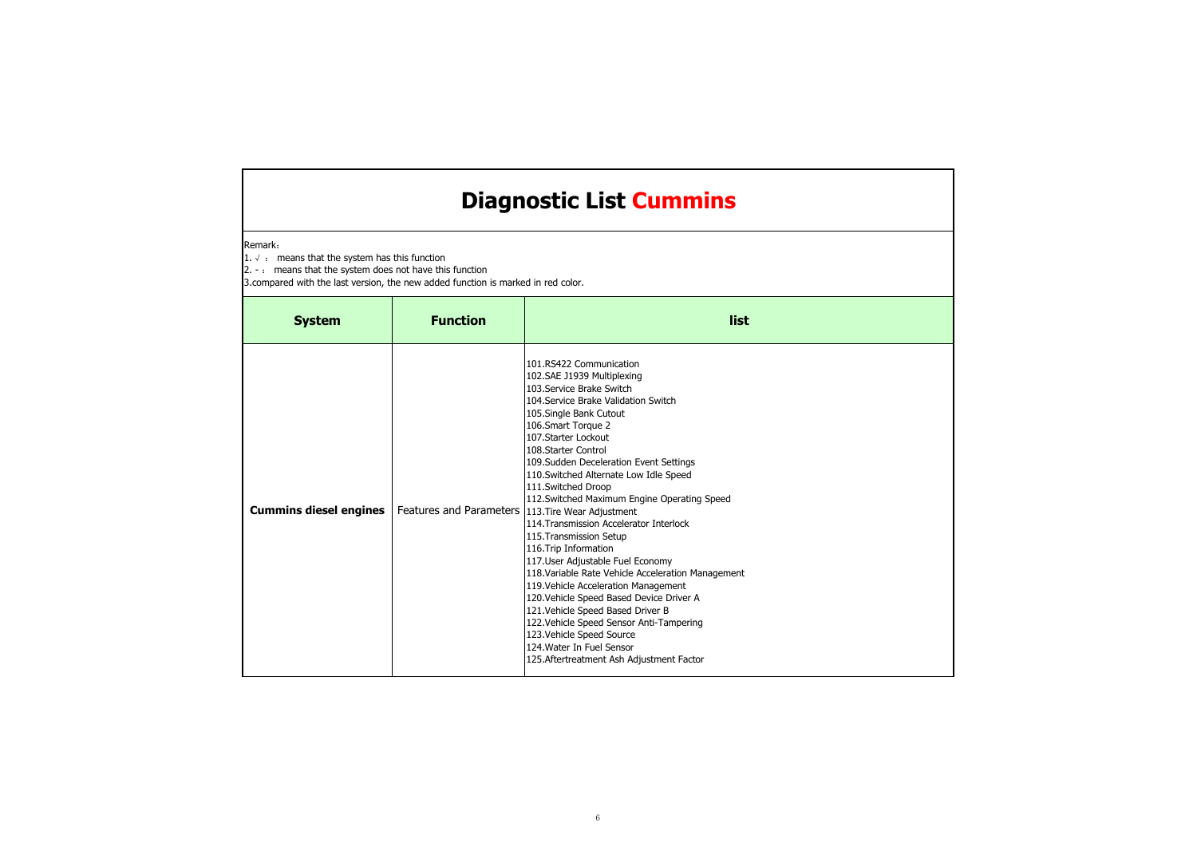# Diagnostic List Cummins

Remark:

1. √ : means that the system has this function
2. - : means that the system does not have this function
3. compared with the last version, the new added function is marked in red color.

| System | Function | list |
| --- | --- | --- |
| **Cummins diesel engines** | Features and Parameters | 101.RS422 Communication<br>102.SAE J1939 Multiplexing<br>103.Service Brake Switch<br>104.Service Brake Validation Switch<br>105.Single Bank Cutout<br>106.Smart Torque 2<br>107.Starter Lockout<br>108.Starter Control<br>109.Sudden Deceleration Event Settings<br>110.Switched Alternate Low Idle Speed<br>111.Switched Droop<br>112.Switched Maximum Engine Operating Speed<br>113.Tire Wear Adjustment<br>114.Transmission Accelerator Interlock<br>115.Transmission Setup<br>116.Trip Information<br>117.User Adjustable Fuel Economy<br>118.Variable Rate Vehicle Acceleration Management<br>119.Vehicle Acceleration Management<br>120.Vehicle Speed Based Device Driver A<br>121.Vehicle Speed Based Driver B<br>122.Vehicle Speed Sensor Anti-Tampering<br>123.Vehicle Speed Source<br>124.Water In Fuel Sensor<br>125.Aftertreatment Ash Adjustment Factor |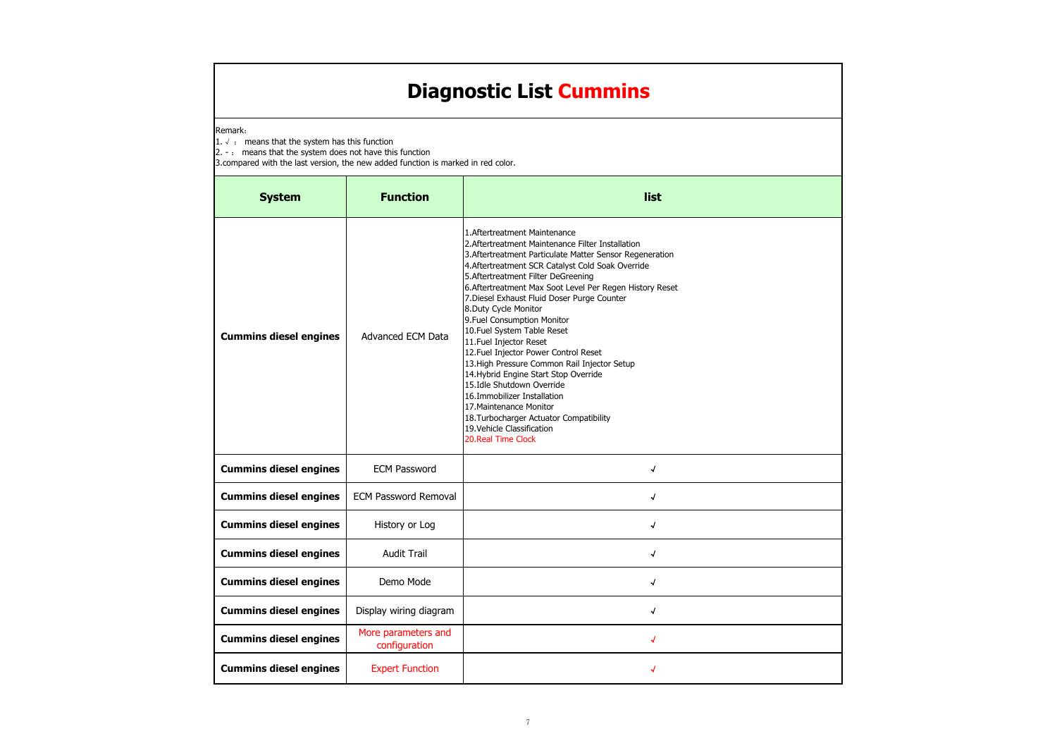# Diagnostic List Cummins

Remark：
1. √ ： means that the system has this function
2. - ： means that the system does not have this function
3.compared with the last version, the new added function is marked in red color.

| System | Function | list |
| --- | --- | --- |
| **Cummins diesel engines** | Advanced ECM Data | 1.Aftertreatment Maintenance<br>2.Aftertreatment Maintenance Filter Installation<br>3.Aftertreatment Particulate Matter Sensor Regeneration<br>4.Aftertreatment SCR Catalyst Cold Soak Override<br>5.Aftertreatment Filter DeGreening<br>6.Aftertreatment Max Soot Level Per Regen History Reset<br>7.Diesel Exhaust Fluid Doser Purge Counter<br>8.Duty Cycle Monitor<br>9.Fuel Consumption Monitor<br>10.Fuel System Table Reset<br>11.Fuel Injector Reset<br>12.Fuel Injector Power Control Reset<br>13.High Pressure Common Rail Injector Setup<br>14.Hybrid Engine Start Stop Override<br>15.Idle Shutdown Override<br>16.Immobilizer Installation<br>17.Maintenance Monitor<br>18.Turbocharger Actuator Compatibility<br>19.Vehicle Classification<br>20.Real Time Clock |
| **Cummins diesel engines** | ECM Password | √ |
| **Cummins diesel engines** | ECM Password Removal | √ |
| **Cummins diesel engines** | History or Log | √ |
| **Cummins diesel engines** | Audit Trail | √ |
| **Cummins diesel engines** | Demo Mode | √ |
| **Cummins diesel engines** | Display wiring diagram | √ |
| **Cummins diesel engines** | More parameters and configuration | √ |
| **Cummins diesel engines** | Expert Function | √ |